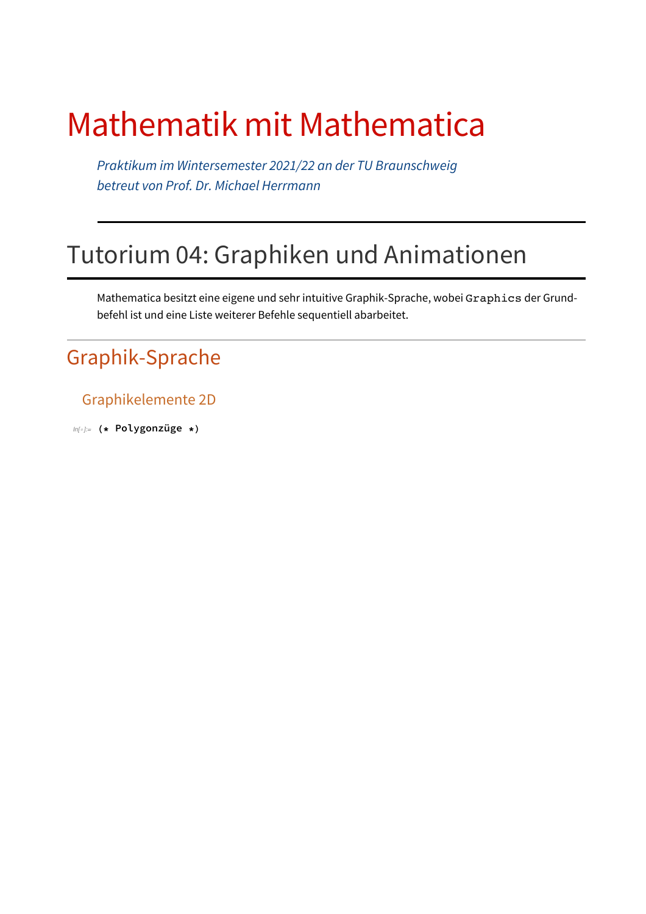# Mathematik mit Mathematica

*Praktikum im Wintersemester 2021/22 an der TU Braunschweig*
*betreut von Prof. Dr. Michael Herrmann*

---

## Tutorium 04: Graphiken und Animationen

Mathematica besitzt eine eigene und sehr intuitive Graphik-Sprache, wobei `Graphics` der Grundbefehl ist und eine Liste weiterer Befehle sequentiell abarbeitet.

---

### Graphik-Sprache

#### Graphikelemente 2D

```
In[◦]:= (* Polygonzüge *)
```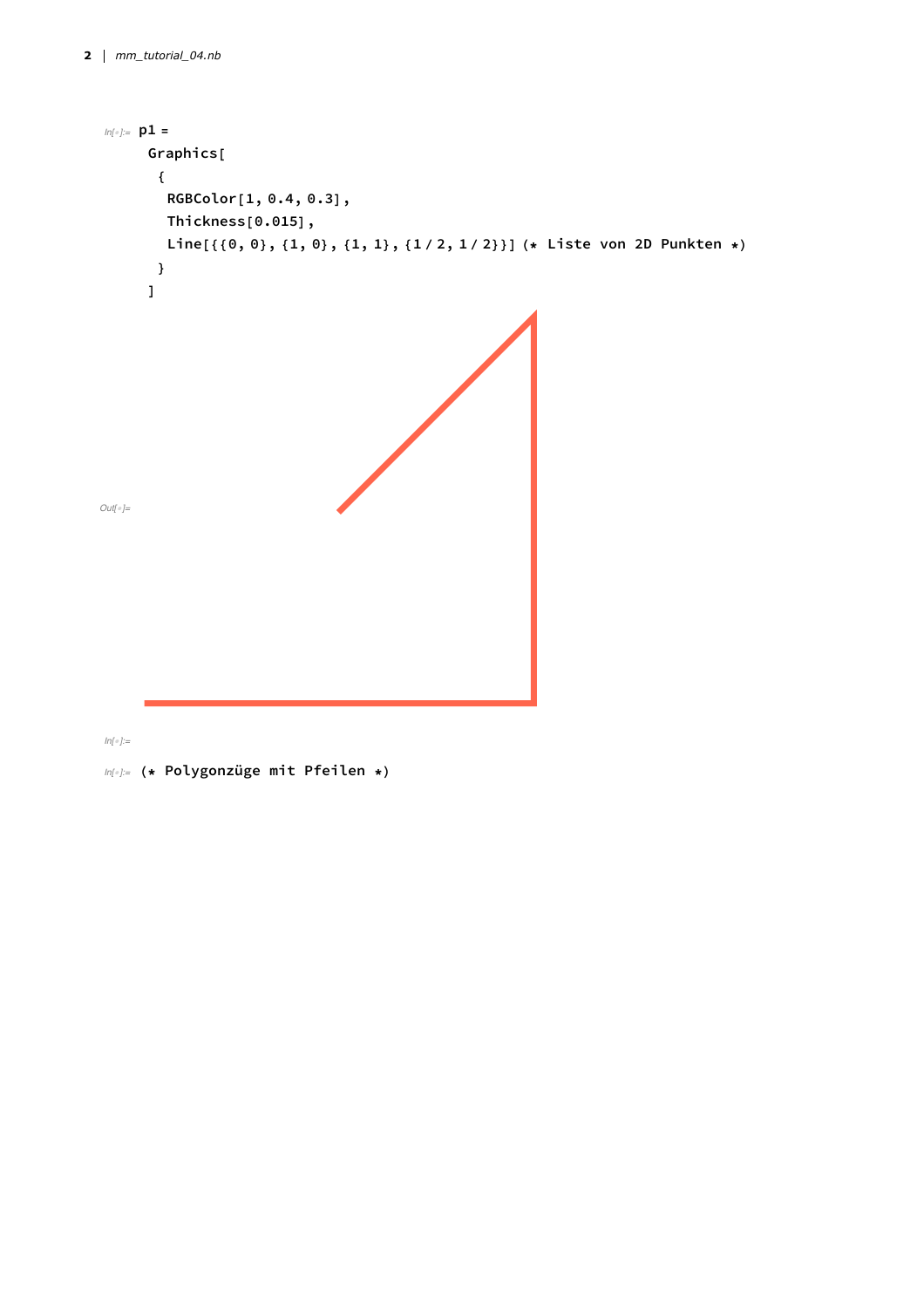```
In[◦]:= p1 =
  Graphics[
   {
    RGBColor[1, 0.4, 0.3],
    Thickness[0.015],
    Line[{{0, 0}, {1, 0}, {1, 1}, {1 / 2, 1 / 2}}] (* Liste von 2D Punkten *)
   }
  ]
```

Out[◦]=

In[◦]:=

```
In[◦]:= (* Polygonzüge mit Pfeilen *)
```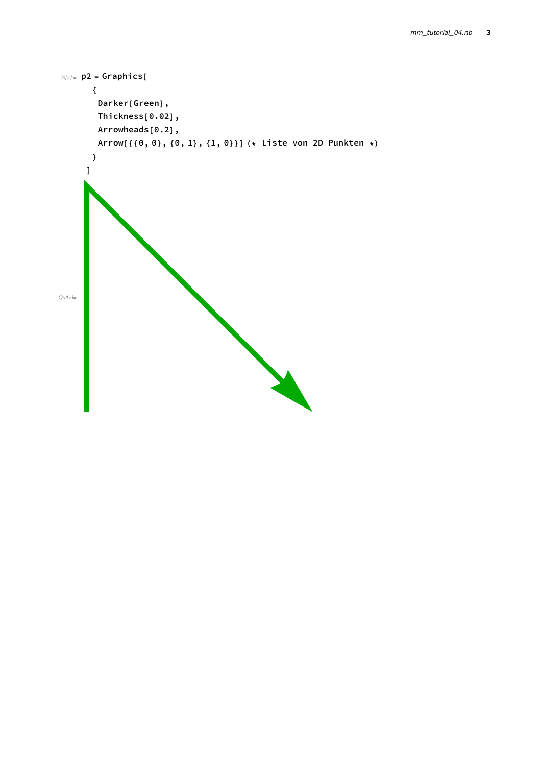```
In[ ]:= p2 = Graphics[
  {
   Darker[Green],
   Thickness[0.02],
   Arrowheads[0.2],
   Arrow[{{0, 0}, {0, 1}, {1, 0}}] (* Liste von 2D Punkten *)
  }
 ]
```

Out[ ]=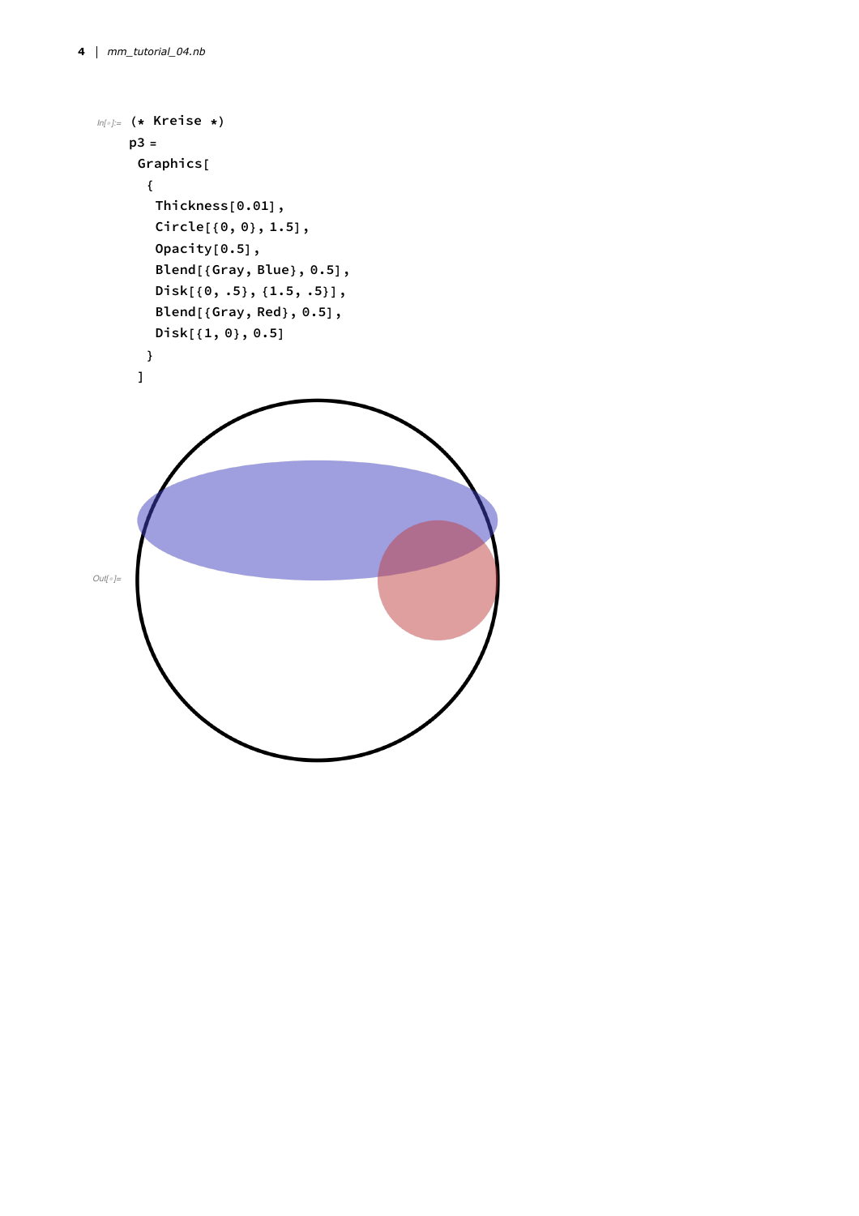In[◦]:=
```
(* Kreise *)
p3 =
 Graphics[
  {
   Thickness[0.01],
   Circle[{0, 0}, 1.5],
   Opacity[0.5],
   Blend[{Gray, Blue}, 0.5],
   Disk[{0, .5}, {1.5, .5}],
   Blend[{Gray, Red}, 0.5],
   Disk[{1, 0}, 0.5]
  }
 ]
```

Out[◦]=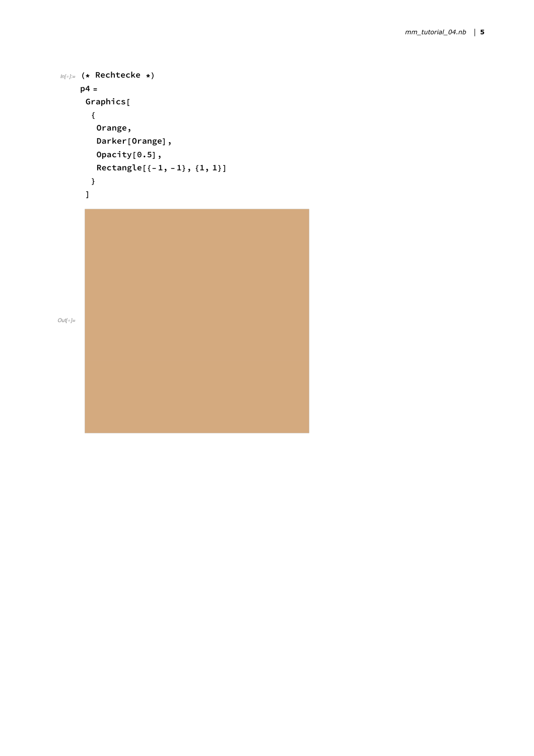```
(* Rechtecke *)
p4 =
 Graphics[
  {
   Orange,
   Darker[Orange],
   Opacity[0.5],
   Rectangle[{-1, -1}, {1, 1}]
  }
 ]
```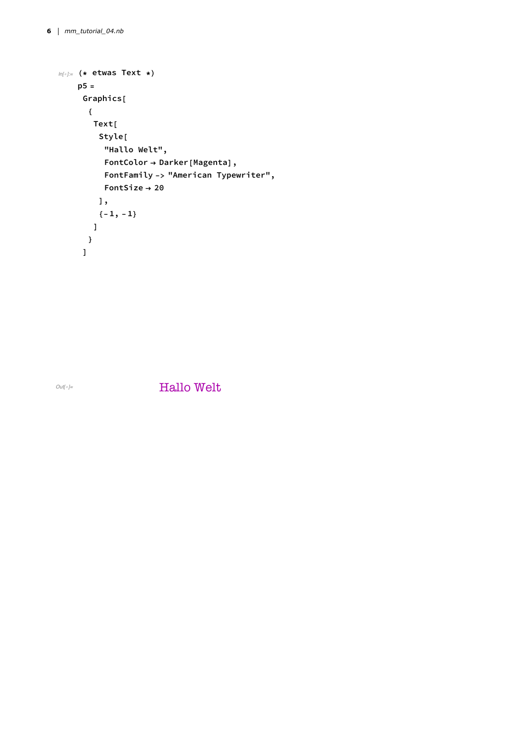In[◦]:=
```
(* etwas Text *)
p5 =
 Graphics[
  {
   Text[
    Style[
     "Hallo Welt",
     FontColor → Darker[Magenta],
     FontFamily -> "American Typewriter",
     FontSize → 20
    ],
    {-1, -1}
   ]
  }
 ]
```

Out[◦]=

Hallo Welt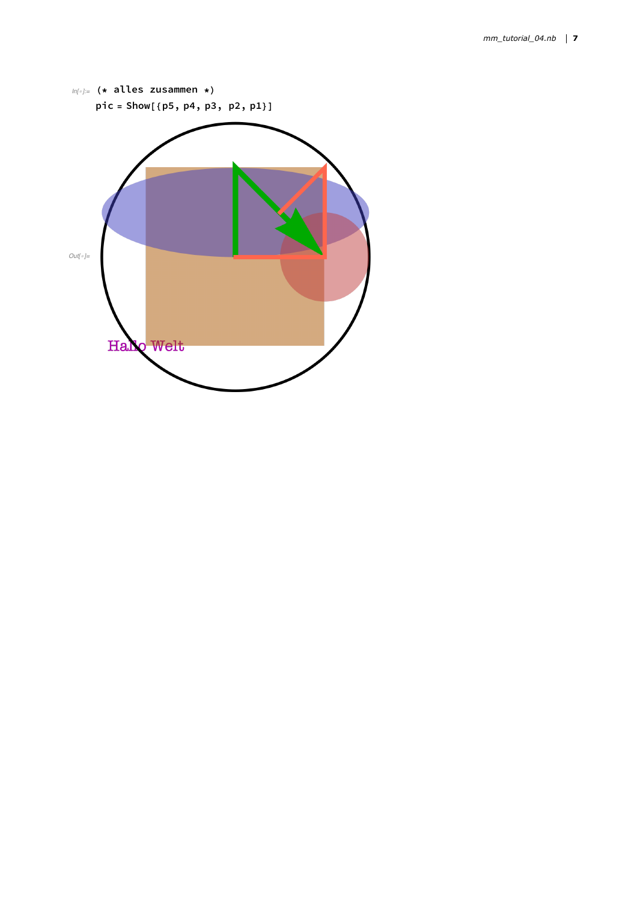In[◦]:=
```
(* alles zusammen *)
pic = Show[{p5, p4, p3, p2, p1}]
```

Out[◦]=

Hallo Welt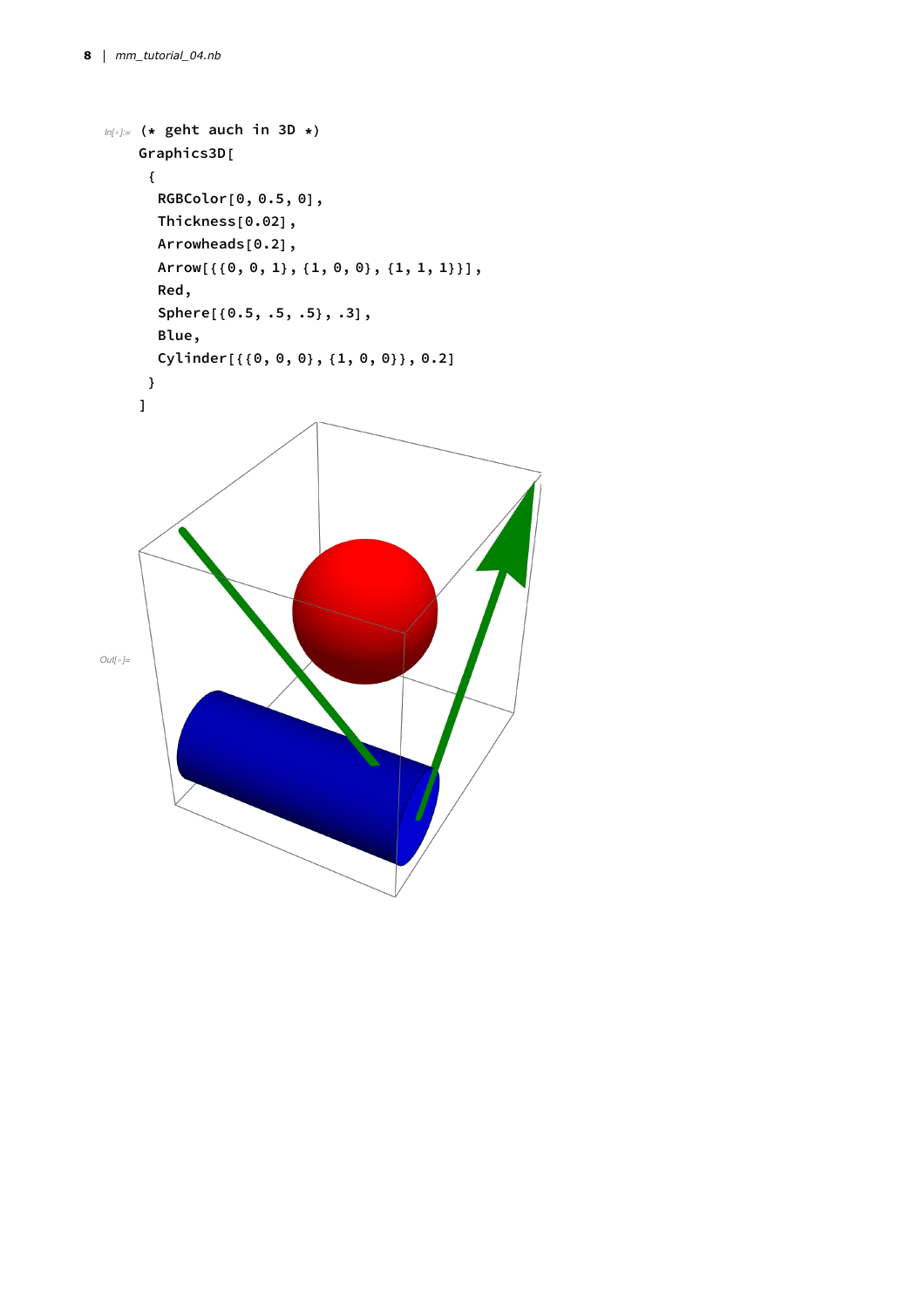```
(* geht auch in 3D *)
Graphics3D[
 {
  RGBColor[0, 0.5, 0],
  Thickness[0.02],
  Arrowheads[0.2],
  Arrow[{{0, 0, 1}, {1, 0, 0}, {1, 1, 1}}],
  Red,
  Sphere[{0.5, .5, .5}, .3],
  Blue,
  Cylinder[{{0, 0, 0}, {1, 0, 0}}, 0.2]
 }
]
```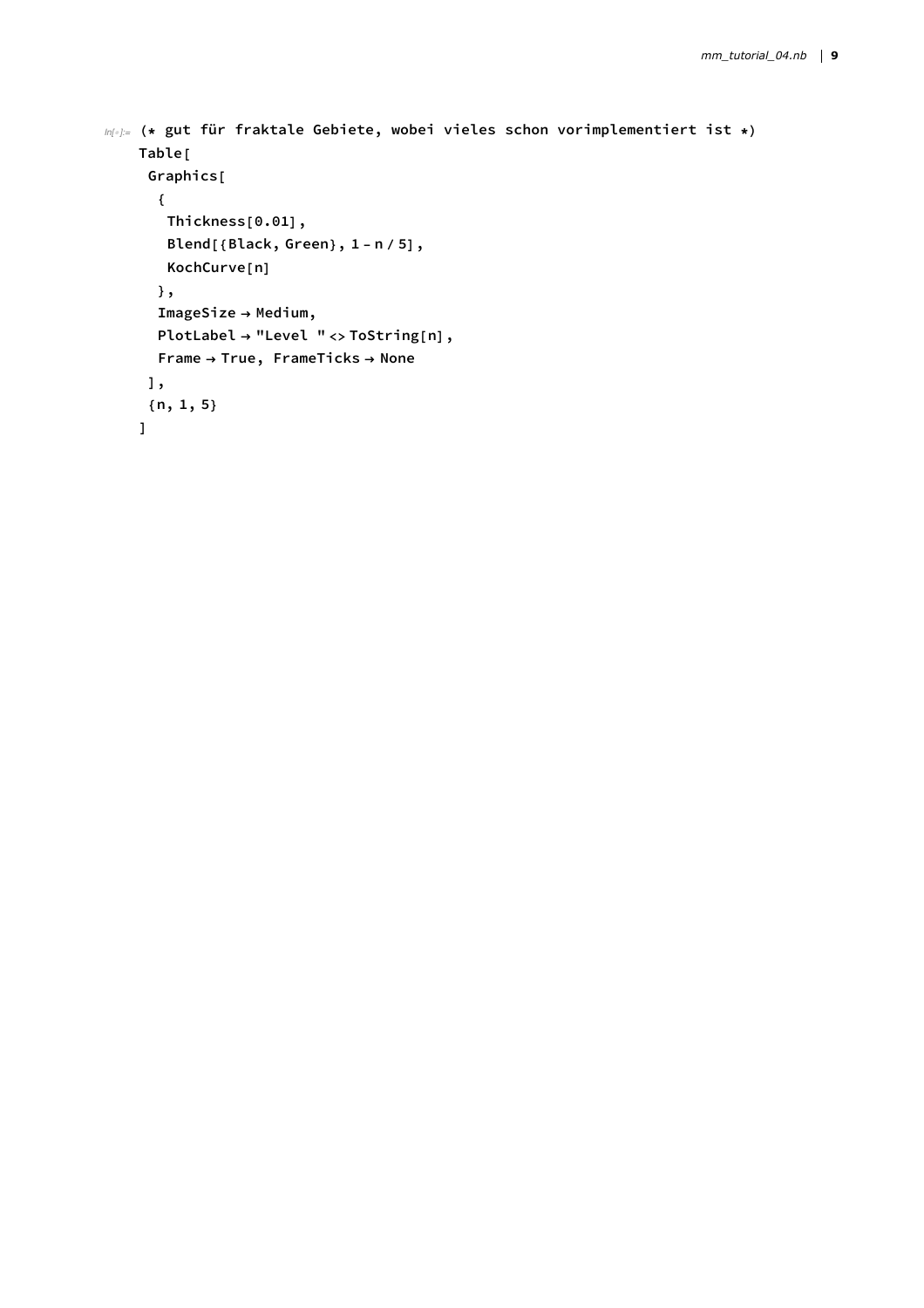```
In[=]:= (* gut für fraktale Gebiete, wobei vieles schon vorimplementiert ist *)
Table[
 Graphics[
  {
   Thickness[0.01],
   Blend[{Black, Green}, 1 - n / 5],
   KochCurve[n]
  },
  ImageSize → Medium,
  PlotLabel → "Level " <> ToString[n],
  Frame → True, FrameTicks → None
 ],
 {n, 1, 5}
]
```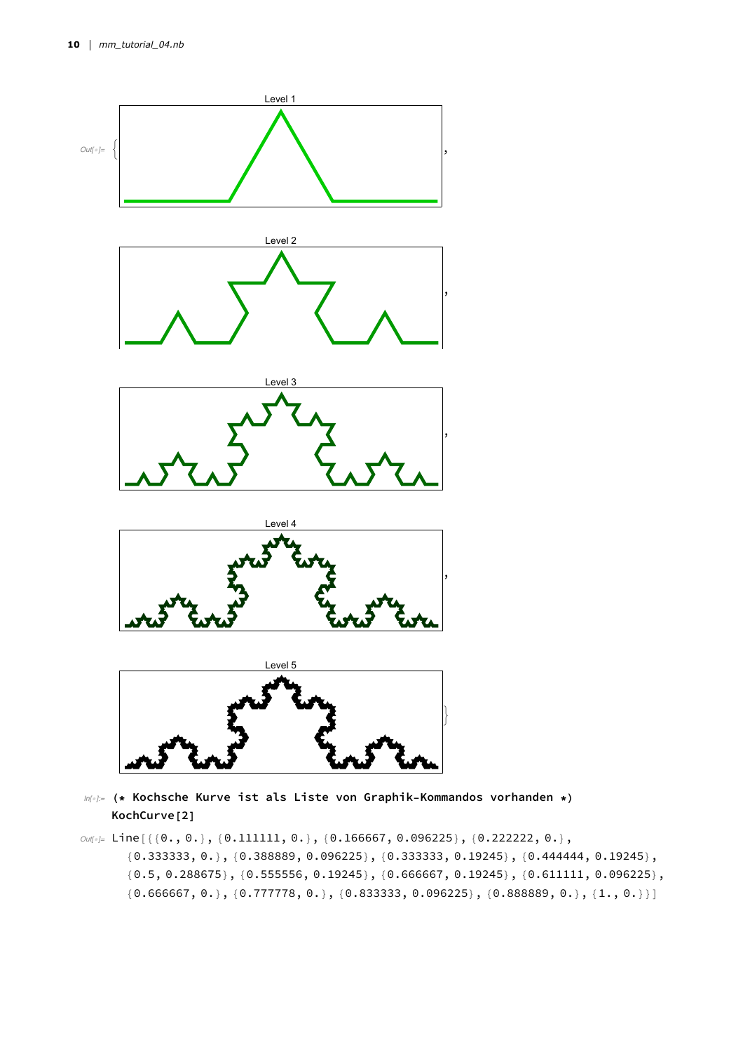Out[ ]= {

Level 1

,

Level 2

,

Level 3

,

Level 4

,

Level 5

}

```
In[ ]:= (* Kochsche Kurve ist als Liste von Graphik-Kommandos vorhanden *)
KochCurve[2]
```

```
Out[ ]= Line[{{0., 0.}, {0.111111, 0.}, {0.166667, 0.096225}, {0.222222, 0.},
  {0.333333, 0.}, {0.388889, 0.096225}, {0.333333, 0.19245}, {0.444444, 0.19245},
  {0.5, 0.288675}, {0.555556, 0.19245}, {0.666667, 0.19245}, {0.611111, 0.096225},
  {0.666667, 0.}, {0.777778, 0.}, {0.833333, 0.096225}, {0.888889, 0.}, {1., 0.}}]
```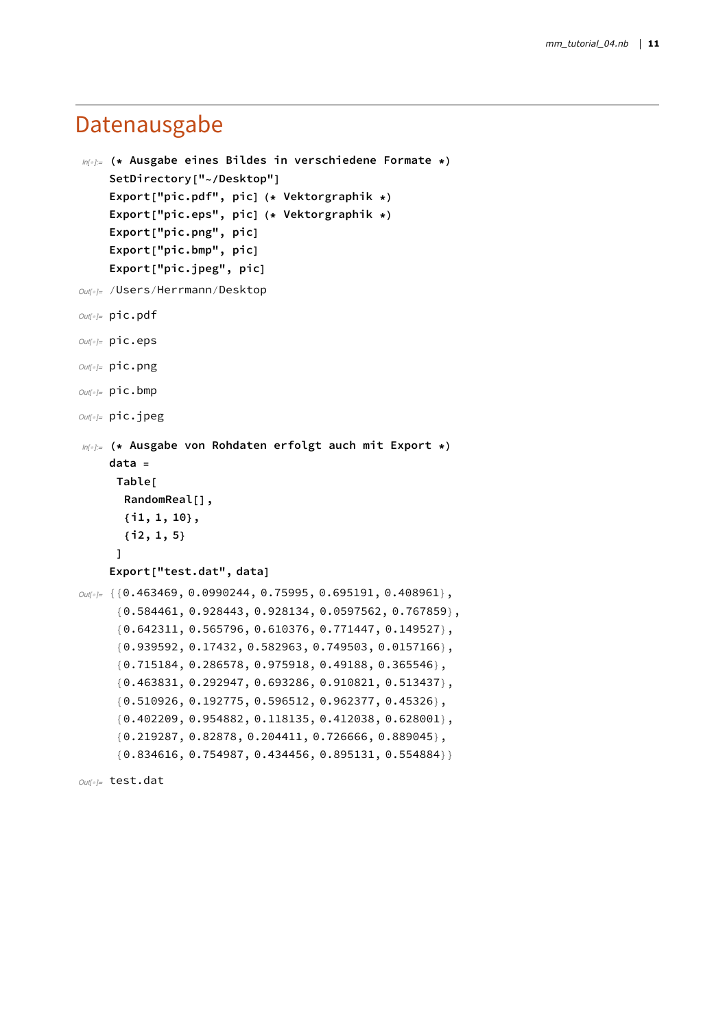# Datenausgabe

```
In[=]:= (* Ausgabe eines Bildes in verschiedene Formate *)
SetDirectory["~/Desktop"]
Export["pic.pdf", pic] (* Vektorgraphik *)
Export["pic.eps", pic] (* Vektorgraphik *)
Export["pic.png", pic]
Export["pic.bmp", pic]
Export["pic.jpeg", pic]
```

```
Out[=]= /Users/Herrmann/Desktop

Out[=]= pic.pdf

Out[=]= pic.eps

Out[=]= pic.png

Out[=]= pic.bmp

Out[=]= pic.jpeg
```

```
In[=]:= (* Ausgabe von Rohdaten erfolgt auch mit Export *)
data =
 Table[
  RandomReal[],
  {i1, 1, 10},
  {i2, 1, 5}
 ]
Export["test.dat", data]
```

```
Out[=]= {{0.463469, 0.0990244, 0.75995, 0.695191, 0.408961},
 {0.584461, 0.928443, 0.928134, 0.0597562, 0.767859},
 {0.642311, 0.565796, 0.610376, 0.771447, 0.149527},
 {0.939592, 0.17432, 0.582963, 0.749503, 0.0157166},
 {0.715184, 0.286578, 0.975918, 0.49188, 0.365546},
 {0.463831, 0.292947, 0.693286, 0.910821, 0.513437},
 {0.510926, 0.192775, 0.596512, 0.962377, 0.45326},
 {0.402209, 0.954882, 0.118135, 0.412038, 0.628001},
 {0.219287, 0.82878, 0.204411, 0.726666, 0.889045},
 {0.834616, 0.754987, 0.434456, 0.895131, 0.554884}}

Out[=]= test.dat
```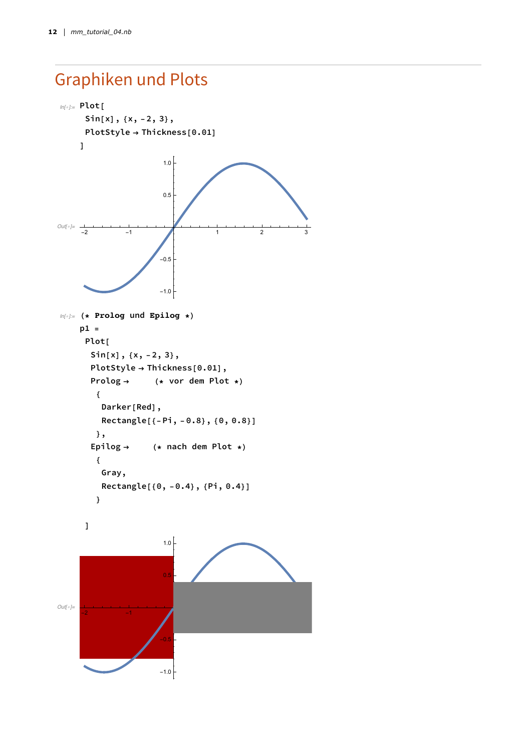# Graphiken und Plots

```
Plot[
 Sin[x], {x, -2, 3},
 PlotStyle → Thickness[0.01]
]
```

```
(* Prolog und Epilog *)
p1 =
 Plot[
  Sin[x], {x, -2, 3},
  PlotStyle → Thickness[0.01],
  Prolog →     (* vor dem Plot *)
   {
    Darker[Red],
    Rectangle[{-Pi, -0.8}, {0, 0.8}]
   },
  Epilog →     (* nach dem Plot *)
   {
    Gray,
    Rectangle[{0, -0.4}, {Pi, 0.4}]
   }

 ]
```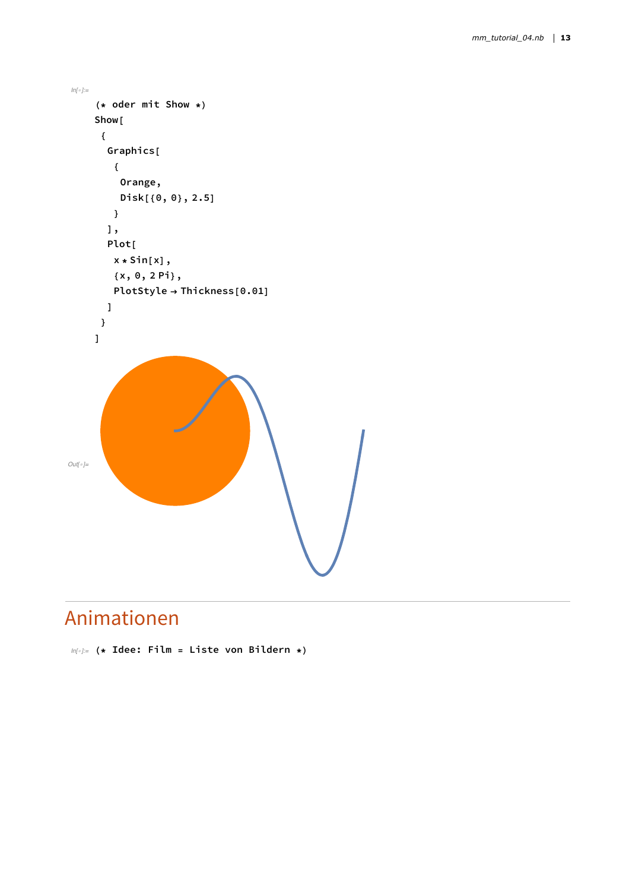```
(* oder mit Show *)
Show[
 {
  Graphics[
   {
    Orange,
    Disk[{0, 0}, 2.5]
   }
  ],
  Plot[
   x * Sin[x],
   {x, 0, 2 Pi},
   PlotStyle → Thickness[0.01]
  ]
 }
]
```

## Animationen

```
(* Idee: Film = Liste von Bildern *)
```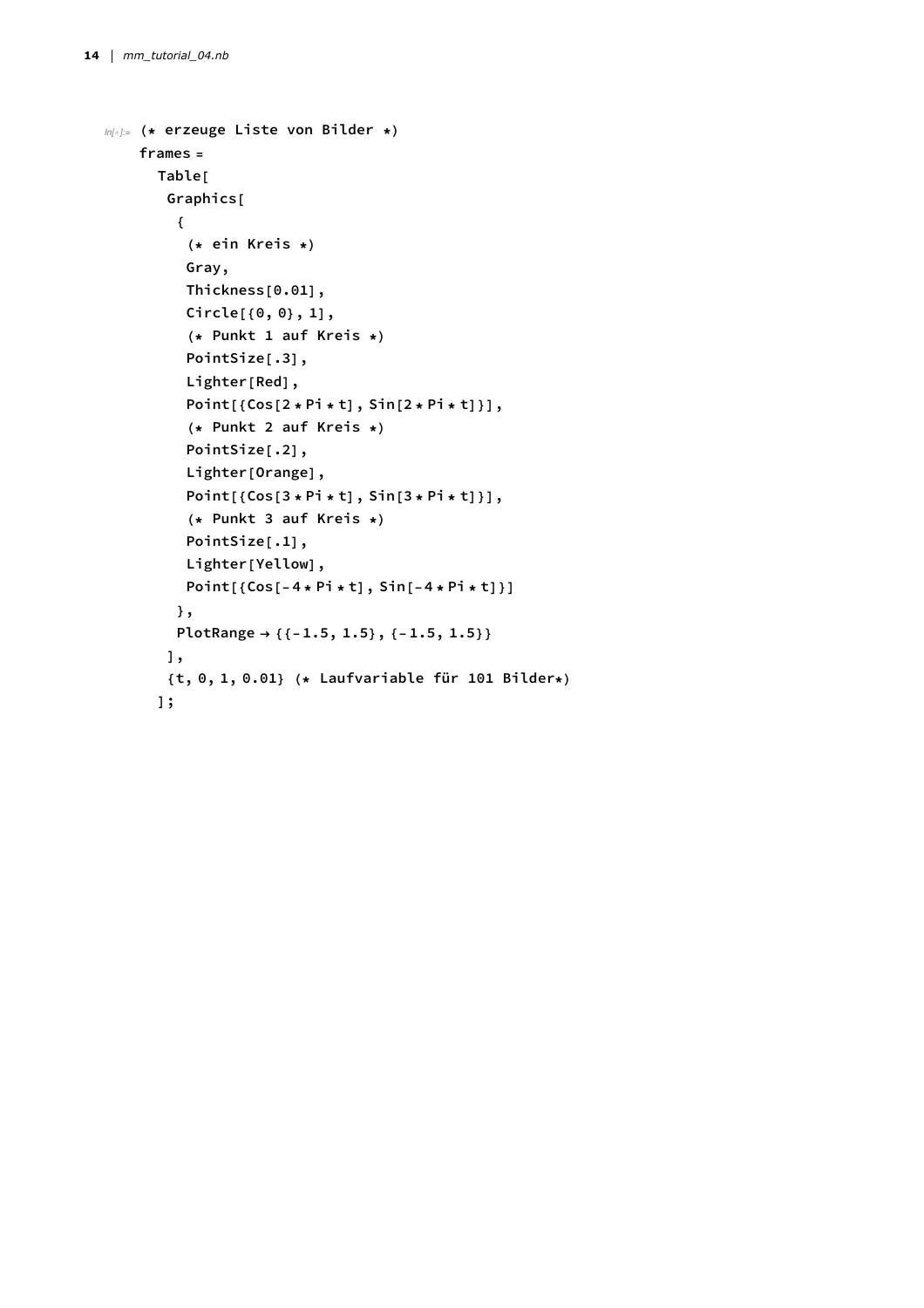```
In[•]:= (* erzeuge Liste von Bilder *)
frames =
  Table[
   Graphics[
    {
     (* ein Kreis *)
     Gray,
     Thickness[0.01],
     Circle[{0, 0}, 1],
     (* Punkt 1 auf Kreis *)
     PointSize[.3],
     Lighter[Red],
     Point[{Cos[2 * Pi * t], Sin[2 * Pi * t]}],
     (* Punkt 2 auf Kreis *)
     PointSize[.2],
     Lighter[Orange],
     Point[{Cos[3 * Pi * t], Sin[3 * Pi * t]}],
     (* Punkt 3 auf Kreis *)
     PointSize[.1],
     Lighter[Yellow],
     Point[{Cos[-4 * Pi * t], Sin[-4 * Pi * t]}]
    },
    PlotRange → {{-1.5, 1.5}, {-1.5, 1.5}}
   ],
   {t, 0, 1, 0.01} (* Laufvariable für 101 Bilder*)
  ];
```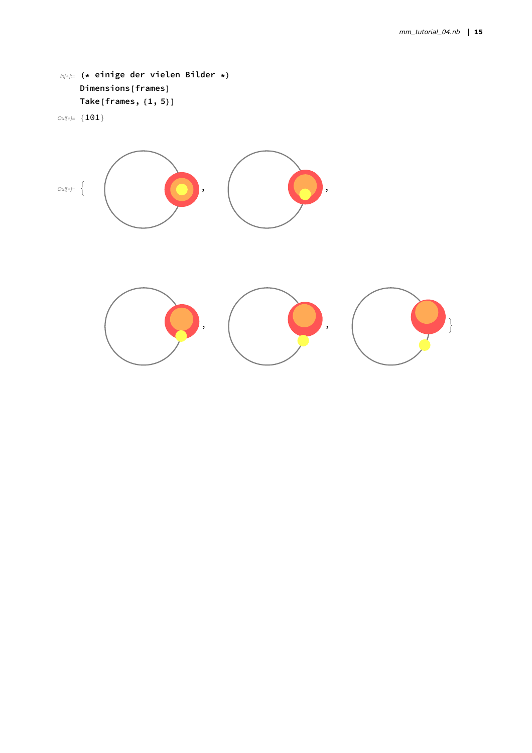In[•]:=
```
(* einige der vielen Bilder *)
Dimensions[frames]
Take[frames, {1, 5}]
```

Out[•]= {101}

Out[•]= { , , , , }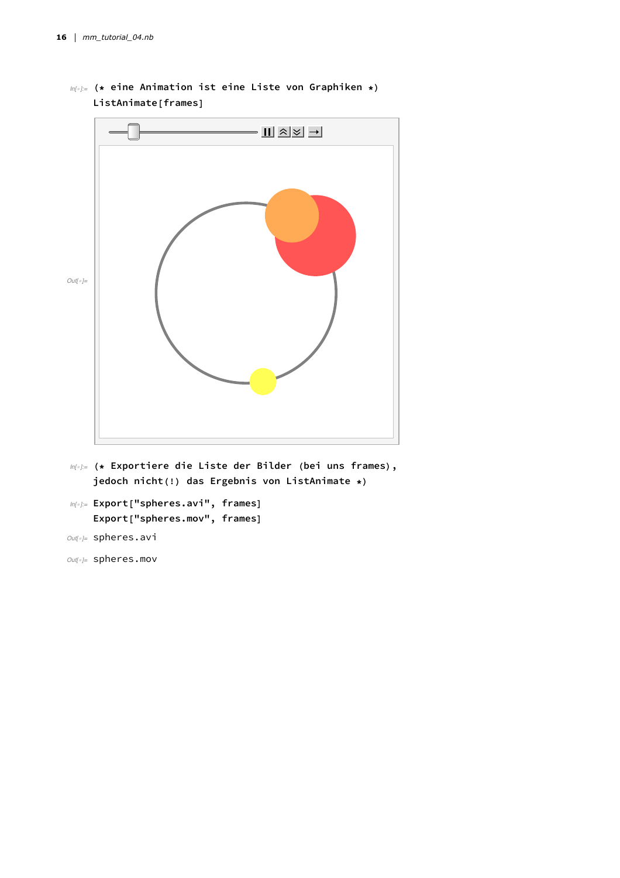```
In[•]:= (* eine Animation ist eine Liste von Graphiken *)
ListAnimate[frames]
```

Out[•]=

```
In[•]:= (* Exportiere die Liste der Bilder (bei uns frames),
jedoch nicht(!) das Ergebnis von ListAnimate *)
```

```
In[•]:= Export["spheres.avi", frames]
Export["spheres.mov", frames]
```

```
Out[•]= spheres.avi
```

```
Out[•]= spheres.mov
```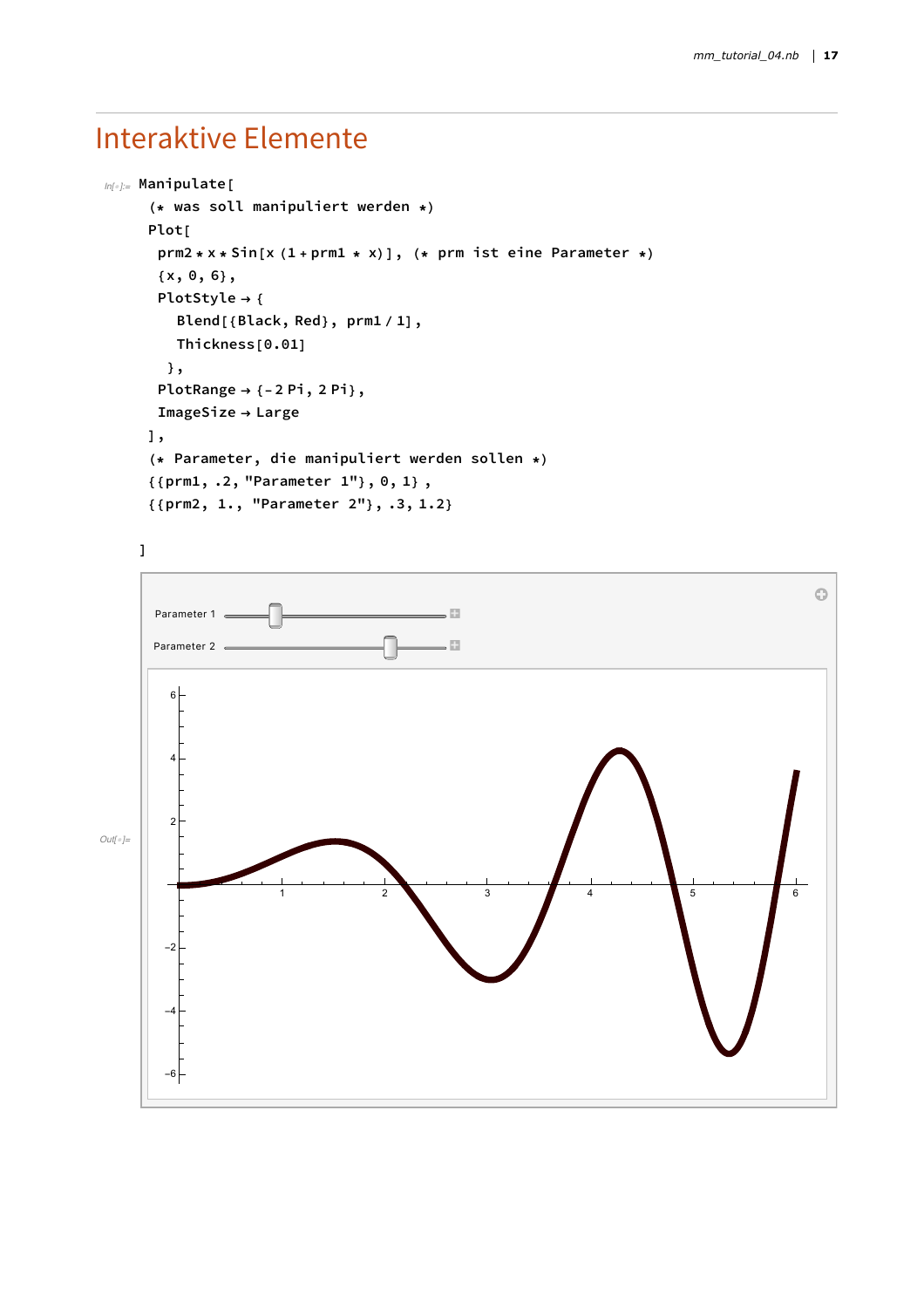# Interaktive Elemente

```
Manipulate[
 (* was soll manipuliert werden *)
 Plot[
  prm2 * x * Sin[x (1 + prm1 * x)], (* prm ist eine Parameter *)
  {x, 0, 6},
  PlotStyle → {
    Blend[{Black, Red}, prm1 / 1],
    Thickness[0.01]
   },
  PlotRange → {-2 Pi, 2 Pi},
  ImageSize → Large
 ],
 (* Parameter, die manipuliert werden sollen *)
 {{prm1, .2, "Parameter 1"}, 0, 1} ,
 {{prm2, 1., "Parameter 2"}, .3, 1.2}

]
```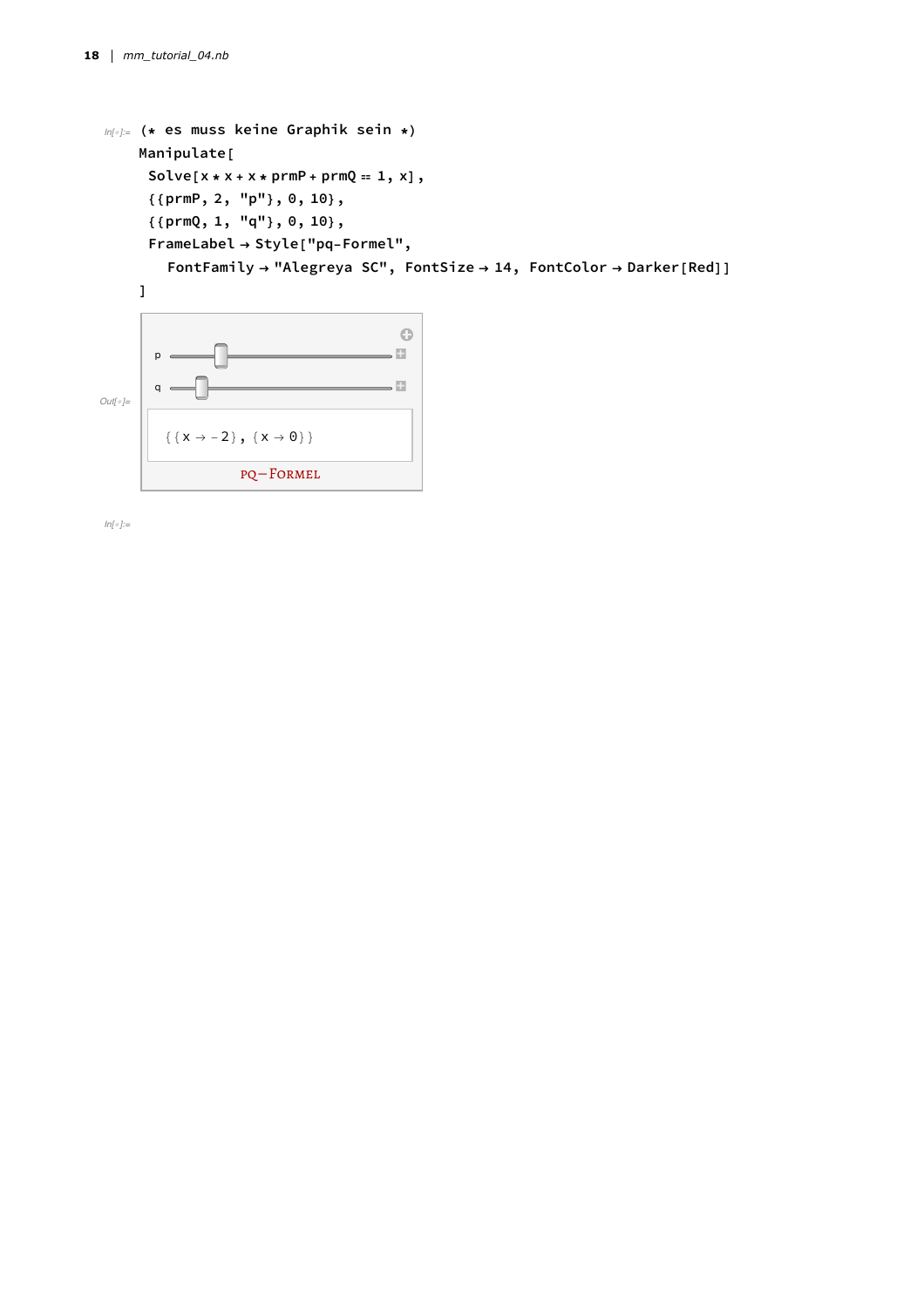In[ ]:=

```
(* es muss keine Graphik sein *)
Manipulate[
 Solve[x * x + x * prmP + prmQ == 1, x],
 {{prmP, 2, "p"}, 0, 10},
 {{prmQ, 1, "q"}, 0, 10},
 FrameLabel → Style["pq-Formel",
   FontFamily → "Alegreya SC", FontSize → 14, FontColor → Darker[Red]]
]
```

Out[ ]=

p

q

```
{{x → -2}, {x → 0}}
```

pq-Formel

In[ ]:=